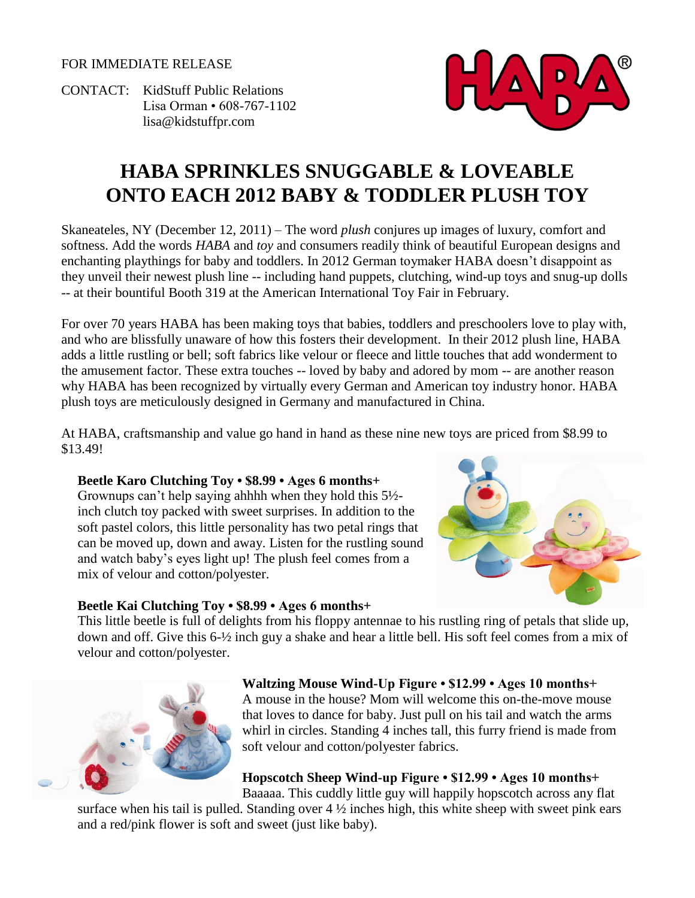FOR IMMEDIATE RELEASE

CONTACT: KidStuff Public Relations
Lisa Orman • 608-767-1102
lisa@kidstuffpr.com

# HABA SPRINKLES SNUGGABLE & LOVEABLE ONTO EACH 2012 BABY & TODDLER PLUSH TOY

Skaneateles, NY (December 12, 2011) – The word *plush* conjures up images of luxury, comfort and softness. Add the words *HABA* and *toy* and consumers readily think of beautiful European designs and enchanting playthings for baby and toddlers. In 2012 German toymaker HABA doesn't disappoint as they unveil their newest plush line -- including hand puppets, clutching, wind-up toys and snug-up dolls -- at their bountiful Booth 319 at the American International Toy Fair in February.

For over 70 years HABA has been making toys that babies, toddlers and preschoolers love to play with, and who are blissfully unaware of how this fosters their development. In their 2012 plush line, HABA adds a little rustling or bell; soft fabrics like velour or fleece and little touches that add wonderment to the amusement factor. These extra touches -- loved by baby and adored by mom -- are another reason why HABA has been recognized by virtually every German and American toy industry honor. HABA plush toys are meticulously designed in Germany and manufactured in China.

At HABA, craftsmanship and value go hand in hand as these nine new toys are priced from $8.99 to $13.49!

**Beetle Karo Clutching Toy • $8.99 • Ages 6 months+**
Grownups can't help saying ahhhh when they hold this 5½-inch clutch toy packed with sweet surprises. In addition to the soft pastel colors, this little personality has two petal rings that can be moved up, down and away. Listen for the rustling sound and watch baby's eyes light up! The plush feel comes from a mix of velour and cotton/polyester.

**Beetle Kai Clutching Toy • $8.99 • Ages 6 months+**
This little beetle is full of delights from his floppy antennae to his rustling ring of petals that slide up, down and off. Give this 6-½ inch guy a shake and hear a little bell. His soft feel comes from a mix of velour and cotton/polyester.

**Waltzing Mouse Wind-Up Figure • $12.99 • Ages 10 months+**
A mouse in the house? Mom will welcome this on-the-move mouse that loves to dance for baby. Just pull on his tail and watch the arms whirl in circles. Standing 4 inches tall, this furry friend is made from soft velour and cotton/polyester fabrics.

**Hopscotch Sheep Wind-up Figure • $12.99 • Ages 10 months+**
Baaaaa. This cuddly little guy will happily hopscotch across any flat surface when his tail is pulled. Standing over 4 ½ inches high, this white sheep with sweet pink ears and a red/pink flower is soft and sweet (just like baby).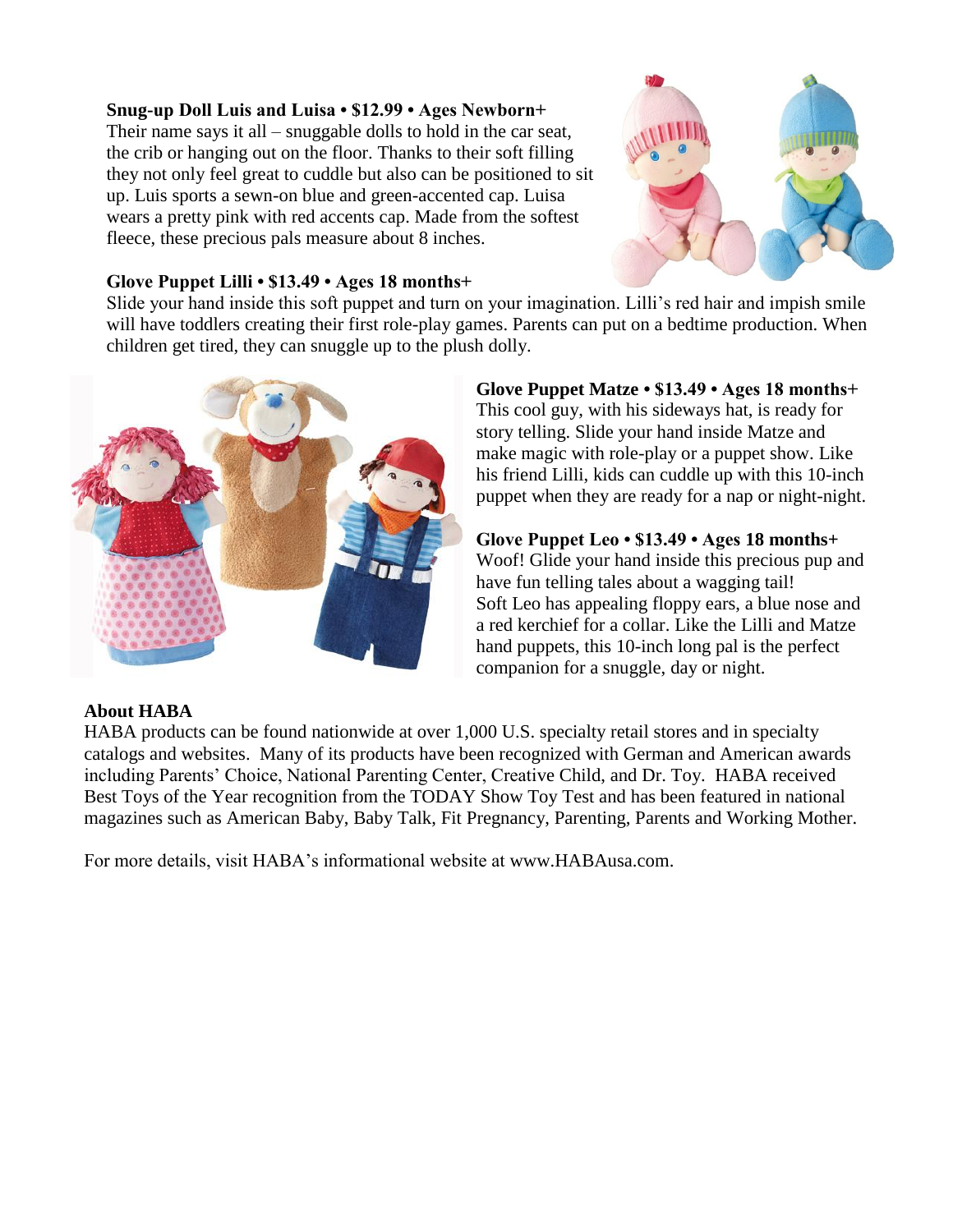**Snug-up Doll Luis and Luisa • $12.99 • Ages Newborn+**
Their name says it all – snuggable dolls to hold in the car seat, the crib or hanging out on the floor. Thanks to their soft filling they not only feel great to cuddle but also can be positioned to sit up. Luis sports a sewn-on blue and green-accented cap. Luisa wears a pretty pink with red accents cap. Made from the softest fleece, these precious pals measure about 8 inches.

**Glove Puppet Lilli • $13.49 • Ages 18 months+**
Slide your hand inside this soft puppet and turn on your imagination. Lilli's red hair and impish smile will have toddlers creating their first role-play games. Parents can put on a bedtime production. When children get tired, they can snuggle up to the plush dolly.

**Glove Puppet Matze • $13.49 • Ages 18 months+**
This cool guy, with his sideways hat, is ready for story telling. Slide your hand inside Matze and make magic with role-play or a puppet show. Like his friend Lilli, kids can cuddle up with this 10-inch puppet when they are ready for a nap or night-night.

**Glove Puppet Leo • $13.49 • Ages 18 months+**
Woof! Glide your hand inside this precious pup and have fun telling tales about a wagging tail!
Soft Leo has appealing floppy ears, a blue nose and a red kerchief for a collar. Like the Lilli and Matze hand puppets, this 10-inch long pal is the perfect companion for a snuggle, day or night.

**About HABA**
HABA products can be found nationwide at over 1,000 U.S. specialty retail stores and in specialty catalogs and websites. Many of its products have been recognized with German and American awards including Parents' Choice, National Parenting Center, Creative Child, and Dr. Toy. HABA received Best Toys of the Year recognition from the TODAY Show Toy Test and has been featured in national magazines such as American Baby, Baby Talk, Fit Pregnancy, Parenting, Parents and Working Mother.

For more details, visit HABA's informational website at www.HABAusa.com.